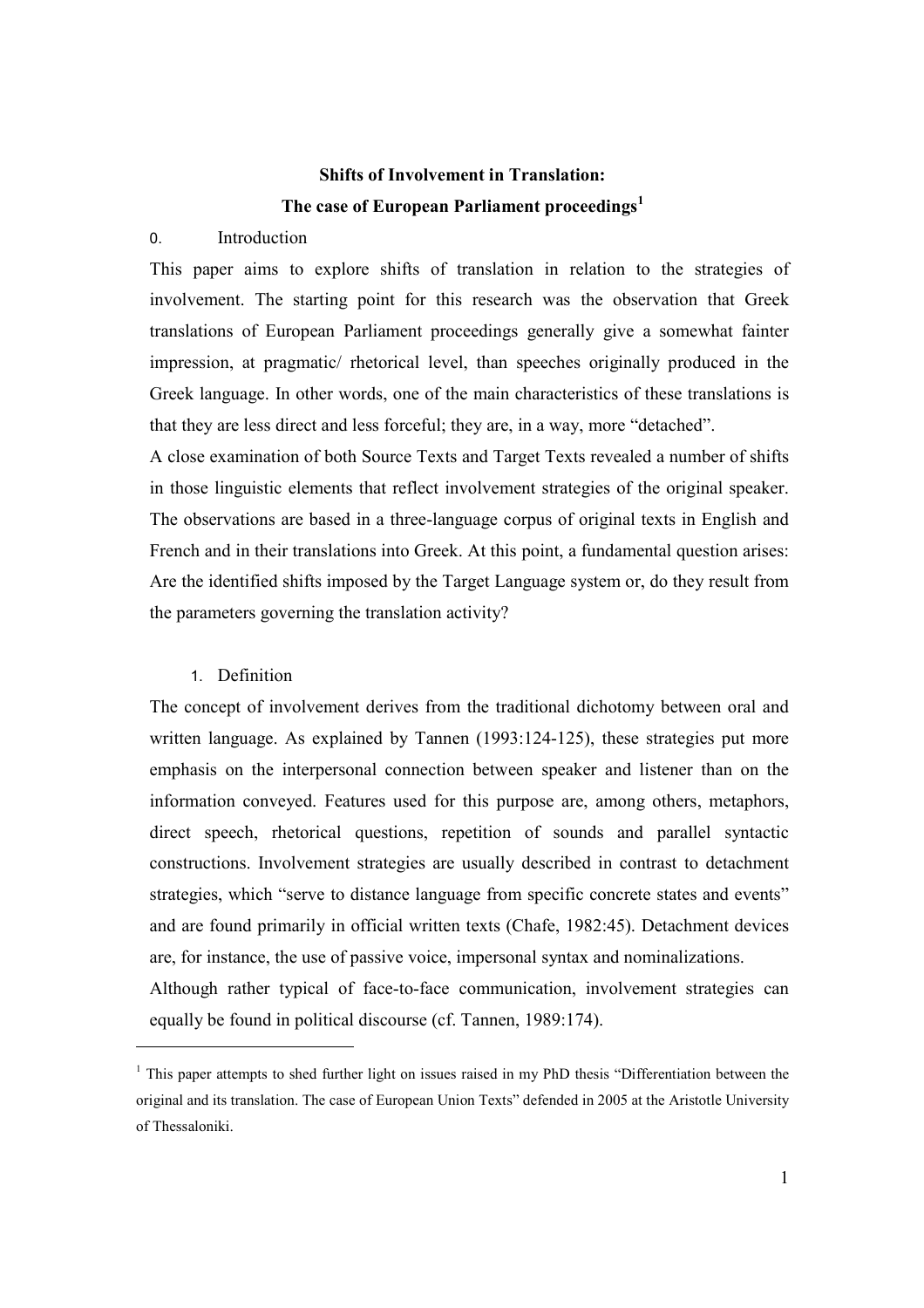# Shifts of Involvement in Translation:
# The case of European Parliament proceedings[1]

## 0. Introduction

This paper aims to explore shifts of translation in relation to the strategies of involvement. The starting point for this research was the observation that Greek translations of European Parliament proceedings generally give a somewhat fainter impression, at pragmatic/ rhetorical level, than speeches originally produced in the Greek language. In other words, one of the main characteristics of these translations is that they are less direct and less forceful; they are, in a way, more "detached".

A close examination of both Source Texts and Target Texts revealed a number of shifts in those linguistic elements that reflect involvement strategies of the original speaker. The observations are based in a three-language corpus of original texts in English and French and in their translations into Greek. At this point, a fundamental question arises: Are the identified shifts imposed by the Target Language system or, do they result from the parameters governing the translation activity?

## 1. Definition

The concept of involvement derives from the traditional dichotomy between oral and written language. As explained by Tannen (1993:124-125), these strategies put more emphasis on the interpersonal connection between speaker and listener than on the information conveyed. Features used for this purpose are, among others, metaphors, direct speech, rhetorical questions, repetition of sounds and parallel syntactic constructions. Involvement strategies are usually described in contrast to detachment strategies, which "serve to distance language from specific concrete states and events" and are found primarily in official written texts (Chafe, 1982:45). Detachment devices are, for instance, the use of passive voice, impersonal syntax and nominalizations.

Although rather typical of face-to-face communication, involvement strategies can equally be found in political discourse (cf. Tannen, 1989:174).

---

[1] This paper attempts to shed further light on issues raised in my PhD thesis "Differentiation between the original and its translation. The case of European Union Texts" defended in 2005 at the Aristotle University of Thessaloniki.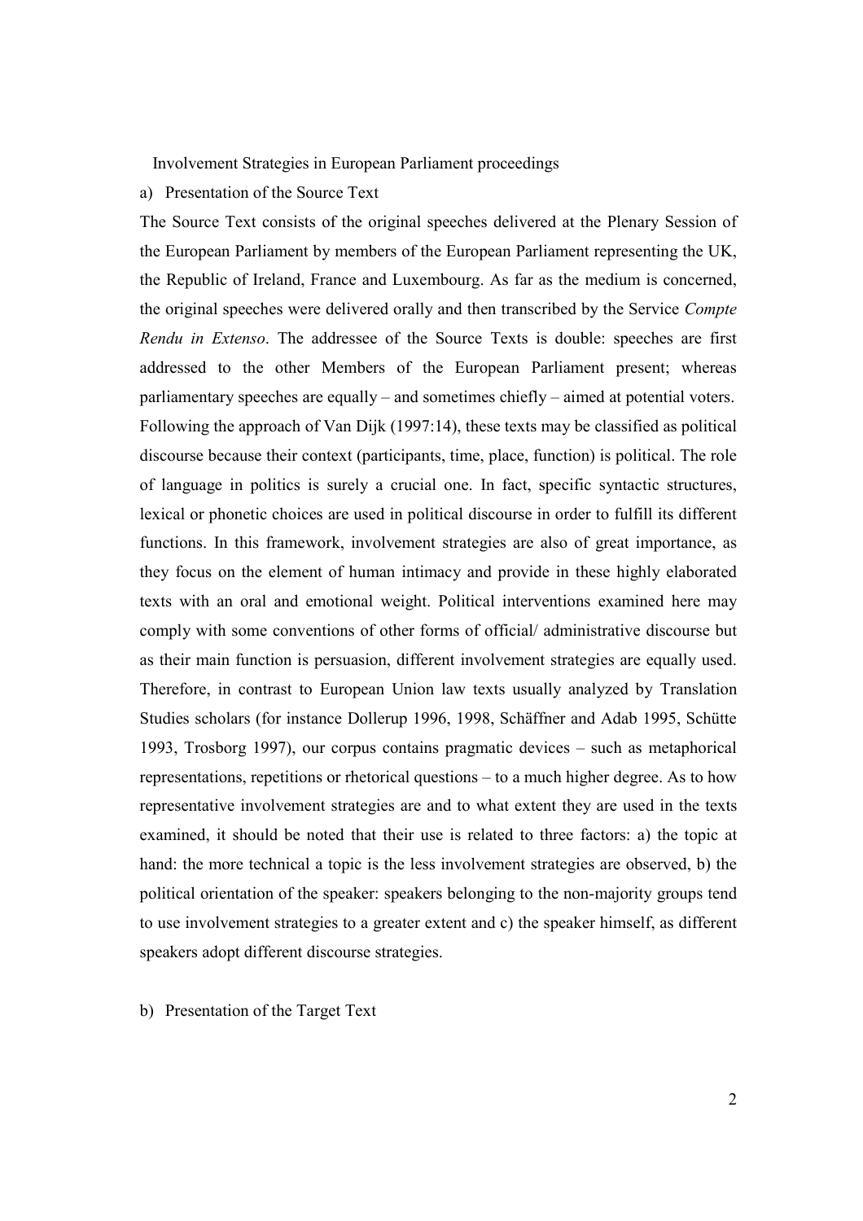Involvement Strategies in European Parliament proceedings

a) Presentation of the Source Text

The Source Text consists of the original speeches delivered at the Plenary Session of the European Parliament by members of the European Parliament representing the UK, the Republic of Ireland, France and Luxembourg. As far as the medium is concerned, the original speeches were delivered orally and then transcribed by the Service *Compte Rendu in Extenso*. The addressee of the Source Texts is double: speeches are first addressed to the other Members of the European Parliament present; whereas parliamentary speeches are equally – and sometimes chiefly – aimed at potential voters. Following the approach of Van Dijk (1997:14), these texts may be classified as political discourse because their context (participants, time, place, function) is political. The role of language in politics is surely a crucial one. In fact, specific syntactic structures, lexical or phonetic choices are used in political discourse in order to fulfill its different functions. In this framework, involvement strategies are also of great importance, as they focus on the element of human intimacy and provide in these highly elaborated texts with an oral and emotional weight. Political interventions examined here may comply with some conventions of other forms of official/ administrative discourse but as their main function is persuasion, different involvement strategies are equally used. Therefore, in contrast to European Union law texts usually analyzed by Translation Studies scholars (for instance Dollerup 1996, 1998, Schäffner and Adab 1995, Schütte 1993, Trosborg 1997), our corpus contains pragmatic devices – such as metaphorical representations, repetitions or rhetorical questions – to a much higher degree. As to how representative involvement strategies are and to what extent they are used in the texts examined, it should be noted that their use is related to three factors: a) the topic at hand: the more technical a topic is the less involvement strategies are observed, b) the political orientation of the speaker: speakers belonging to the non-majority groups tend to use involvement strategies to a greater extent and c) the speaker himself, as different speakers adopt different discourse strategies.

b) Presentation of the Target Text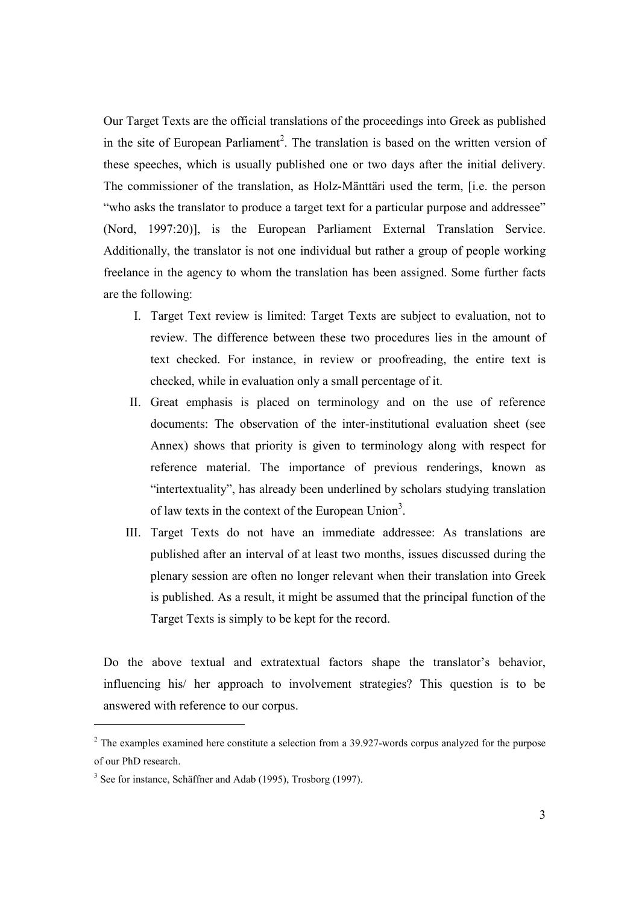Our Target Texts are the official translations of the proceedings into Greek as published in the site of European Parliament[2]. The translation is based on the written version of these speeches, which is usually published one or two days after the initial delivery. The commissioner of the translation, as Holz-Mänttäri used the term, [i.e. the person "who asks the translator to produce a target text for a particular purpose and addressee" (Nord, 1997:20)], is the European Parliament External Translation Service. Additionally, the translator is not one individual but rather a group of people working freelance in the agency to whom the translation has been assigned. Some further facts are the following:

I. Target Text review is limited: Target Texts are subject to evaluation, not to review. The difference between these two procedures lies in the amount of text checked. For instance, in review or proofreading, the entire text is checked, while in evaluation only a small percentage of it.

II. Great emphasis is placed on terminology and on the use of reference documents: The observation of the inter-institutional evaluation sheet (see Annex) shows that priority is given to terminology along with respect for reference material. The importance of previous renderings, known as "intertextuality", has already been underlined by scholars studying translation of law texts in the context of the European Union[3].

III. Target Texts do not have an immediate addressee: As translations are published after an interval of at least two months, issues discussed during the plenary session are often no longer relevant when their translation into Greek is published. As a result, it might be assumed that the principal function of the Target Texts is simply to be kept for the record.

Do the above textual and extratextual factors shape the translator's behavior, influencing his/ her approach to involvement strategies? This question is to be answered with reference to our corpus.

---

[2] The examples examined here constitute a selection from a 39.927-words corpus analyzed for the purpose of our PhD research.

[3] See for instance, Schäffner and Adab (1995), Trosborg (1997).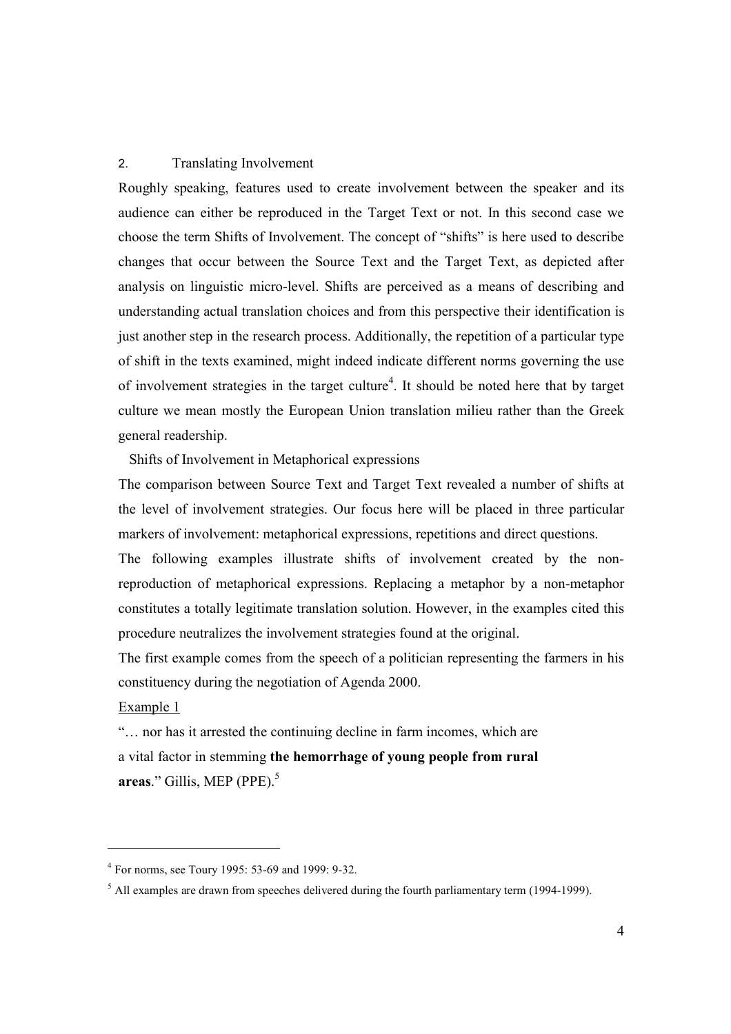## 2. Translating Involvement

Roughly speaking, features used to create involvement between the speaker and its audience can either be reproduced in the Target Text or not. In this second case we choose the term Shifts of Involvement. The concept of "shifts" is here used to describe changes that occur between the Source Text and the Target Text, as depicted after analysis on linguistic micro-level. Shifts are perceived as a means of describing and understanding actual translation choices and from this perspective their identification is just another step in the research process. Additionally, the repetition of a particular type of shift in the texts examined, might indeed indicate different norms governing the use of involvement strategies in the target culture[4]. It should be noted here that by target culture we mean mostly the European Union translation milieu rather than the Greek general readership.

### Shifts of Involvement in Metaphorical expressions

The comparison between Source Text and Target Text revealed a number of shifts at the level of involvement strategies. Our focus here will be placed in three particular markers of involvement: metaphorical expressions, repetitions and direct questions.

The following examples illustrate shifts of involvement created by the non-reproduction of metaphorical expressions. Replacing a metaphor by a non-metaphor constitutes a totally legitimate translation solution. However, in the examples cited this procedure neutralizes the involvement strategies found at the original.

The first example comes from the speech of a politician representing the farmers in his constituency during the negotiation of Agenda 2000.

Example 1

"… nor has it arrested the continuing decline in farm incomes, which are a vital factor in stemming **the hemorrhage of young people from rural areas**." Gillis, MEP (PPE).[5]

---

[4] For norms, see Toury 1995: 53-69 and 1999: 9-32.

[5] All examples are drawn from speeches delivered during the fourth parliamentary term (1994-1999).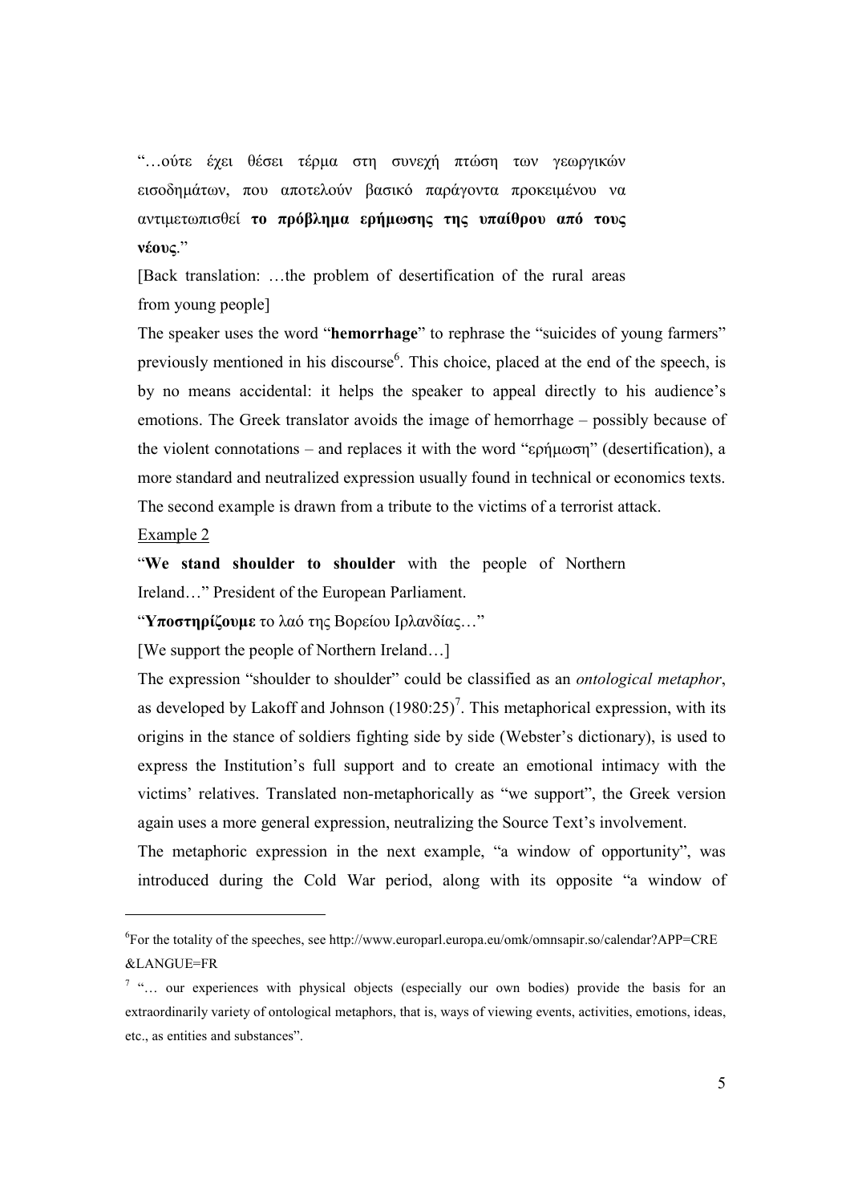"…ούτε έχει θέσει τέρμα στη συνεχή πτώση των γεωργικών εισοδημάτων, που αποτελούν βασικό παράγοντα προκειμένου να αντιμετωπισθεί **το πρόβλημα ερήμωσης της υπαίθρου από τους νέους**."

[Back translation: …the problem of desertification of the rural areas from young people]

The speaker uses the word "**hemorrhage**" to rephrase the "suicides of young farmers" previously mentioned in his discourse[6]. This choice, placed at the end of the speech, is by no means accidental: it helps the speaker to appeal directly to his audience's emotions. The Greek translator avoids the image of hemorrhage – possibly because of the violent connotations – and replaces it with the word "ερήμωση" (desertification), a more standard and neutralized expression usually found in technical or economics texts.

The second example is drawn from a tribute to the victims of a terrorist attack.

Example 2

"**We stand shoulder to shoulder** with the people of Northern Ireland…" President of the European Parliament.

"**Υποστηρίζουμε** το λαό της Βορείου Ιρλανδίας…"

[We support the people of Northern Ireland…]

The expression "shoulder to shoulder" could be classified as an *ontological metaphor*, as developed by Lakoff and Johnson (1980:25)[7]. This metaphorical expression, with its origins in the stance of soldiers fighting side by side (Webster's dictionary), is used to express the Institution's full support and to create an emotional intimacy with the victims' relatives. Translated non-metaphorically as "we support", the Greek version again uses a more general expression, neutralizing the Source Text's involvement.

The metaphoric expression in the next example, "a window of opportunity", was introduced during the Cold War period, along with its opposite "a window of

---

[6] For the totality of the speeches, see http://www.europarl.europa.eu/omk/omnsapir.so/calendar?APP=CRE &LANGUE=FR

[7] "… our experiences with physical objects (especially our own bodies) provide the basis for an extraordinarily variety of ontological metaphors, that is, ways of viewing events, activities, emotions, ideas, etc., as entities and substances".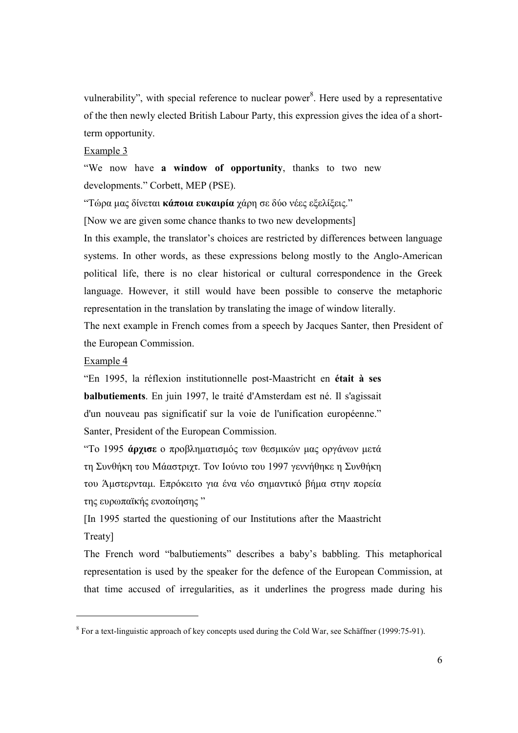vulnerability", with special reference to nuclear power[8]. Here used by a representative of the then newly elected British Labour Party, this expression gives the idea of a short-term opportunity.

Example 3

"We now have **a window of opportunity**, thanks to two new developments." Corbett, MEP (PSE).

"Τώρα μας δίνεται **κάποια ευκαιρία** χάρη σε δύο νέες εξελίξεις."

[Now we are given some chance thanks to two new developments]

In this example, the translator's choices are restricted by differences between language systems. In other words, as these expressions belong mostly to the Anglo-American political life, there is no clear historical or cultural correspondence in the Greek language. However, it still would have been possible to conserve the metaphoric representation in the translation by translating the image of window literally.

The next example in French comes from a speech by Jacques Santer, then President of the European Commission.

Example 4

"En 1995, la réflexion institutionnelle post-Maastricht en **était à ses balbutiements**. En juin 1997, le traité d'Amsterdam est né. Il s'agissait d'un nouveau pas significatif sur la voie de l'unification européenne." Santer, President of the European Commission.

"Το 1995 **άρχισε** ο προβληματισμός των θεσμικών μας οργάνων μετά τη Συνθήκη του Μάαστριχτ. Τον Ιούνιο του 1997 γεννήθηκε η Συνθήκη του Άμστερνταμ. Επρόκειτο για ένα νέο σημαντικό βήμα στην πορεία της ευρωπαϊκής ενοποίησης "

[In 1995 started the questioning of our Institutions after the Maastricht Treaty]

The French word "balbutiements" describes a baby's babbling. This metaphorical representation is used by the speaker for the defence of the European Commission, at that time accused of irregularities, as it underlines the progress made during his

---

[8] For a text-linguistic approach of key concepts used during the Cold War, see Schäffner (1999:75-91).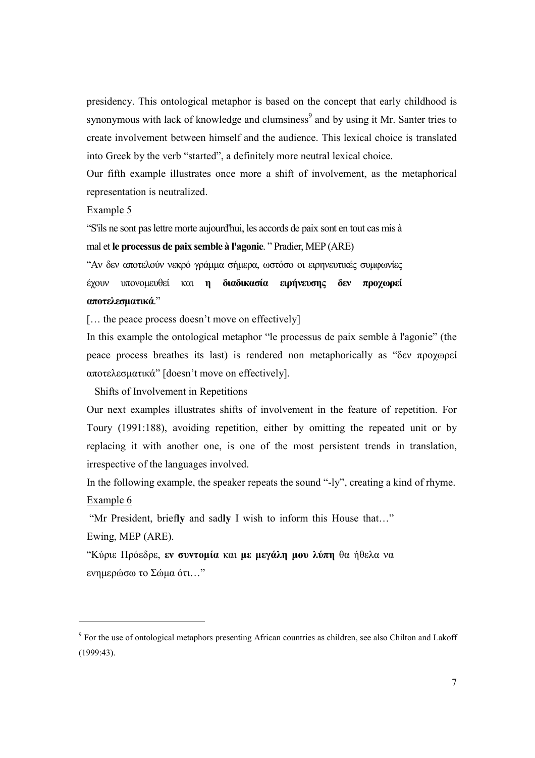presidency. This ontological metaphor is based on the concept that early childhood is synonymous with lack of knowledge and clumsiness[9] and by using it Mr. Santer tries to create involvement between himself and the audience. This lexical choice is translated into Greek by the verb "started", a definitely more neutral lexical choice.

Our fifth example illustrates once more a shift of involvement, as the metaphorical representation is neutralized.

Example 5

"S'ils ne sont pas lettre morte aujourd'hui, les accords de paix sont en tout cas mis à mal et **le processus de paix semble à l'agonie**. " Pradier, MEP (ARE)

"Αν δεν αποτελούν νεκρό γράμμα σήμερα, ωστόσο οι ειρηνευτικές συμφωνίες έχουν υπονομευθεί και **η διαδικασία ειρήνευσης δεν προχωρεί αποτελεσματικά**."

[… the peace process doesn't move on effectively]

In this example the ontological metaphor "le processus de paix semble à l'agonie" (the peace process breathes its last) is rendered non metaphorically as "δεν προχωρεί αποτελεσματικά" [doesn't move on effectively].

Shifts of Involvement in Repetitions

Our next examples illustrates shifts of involvement in the feature of repetition. For Toury (1991:188), avoiding repetition, either by omitting the repeated unit or by replacing it with another one, is one of the most persistent trends in translation, irrespective of the languages involved.

In the following example, the speaker repeats the sound "-ly", creating a kind of rhyme.

Example 6

"Mr President, brief**ly** and sad**ly** I wish to inform this House that…"
Ewing, MEP (ARE).

"Κύριε Πρόεδρε, **εν συντομία** και **με μεγάλη μου λύπη** θα ήθελα να ενημερώσω το Σώμα ότι…"

---

[9] For the use of ontological metaphors presenting African countries as children, see also Chilton and Lakoff (1999:43).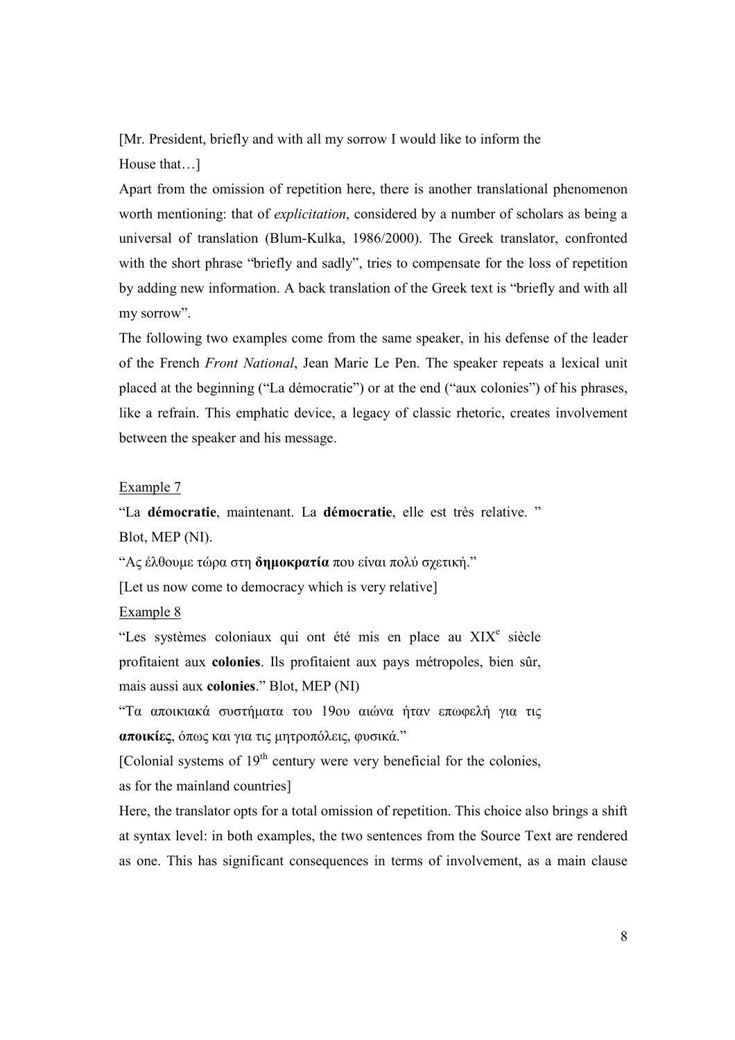[Mr. President, briefly and with all my sorrow I would like to inform the House that…]

Apart from the omission of repetition here, there is another translational phenomenon worth mentioning: that of *explicitation*, considered by a number of scholars as being a universal of translation (Blum-Kulka, 1986/2000). The Greek translator, confronted with the short phrase "briefly and sadly", tries to compensate for the loss of repetition by adding new information. A back translation of the Greek text is "briefly and with all my sorrow".

The following two examples come from the same speaker, in his defense of the leader of the French *Front National*, Jean Marie Le Pen. The speaker repeats a lexical unit placed at the beginning ("La démocratie") or at the end ("aux colonies") of his phrases, like a refrain. This emphatic device, a legacy of classic rhetoric, creates involvement between the speaker and his message.

Example 7

"La **démocratie**, maintenant. La **démocratie**, elle est très relative. " Blot, MEP (NI).

"Ας έλθουμε τώρα στη **δημοκρατία** που είναι πολύ σχετική."

[Let us now come to democracy which is very relative]

Example 8

"Les systèmes coloniaux qui ont été mis en place au XIX[e] siècle profitaient aux **colonies**. Ils profitaient aux pays métropoles, bien sûr, mais aussi aux **colonies**." Blot, MEP (NI)

"Τα αποικιακά συστήματα του 19ου αιώνα ήταν επωφελή για τις **αποικίες**, όπως και για τις μητροπόλεις, φυσικά."

[Colonial systems of 19th century were very beneficial for the colonies, as for the mainland countries]

Here, the translator opts for a total omission of repetition. This choice also brings a shift at syntax level: in both examples, the two sentences from the Source Text are rendered as one. This has significant consequences in terms of involvement, as a main clause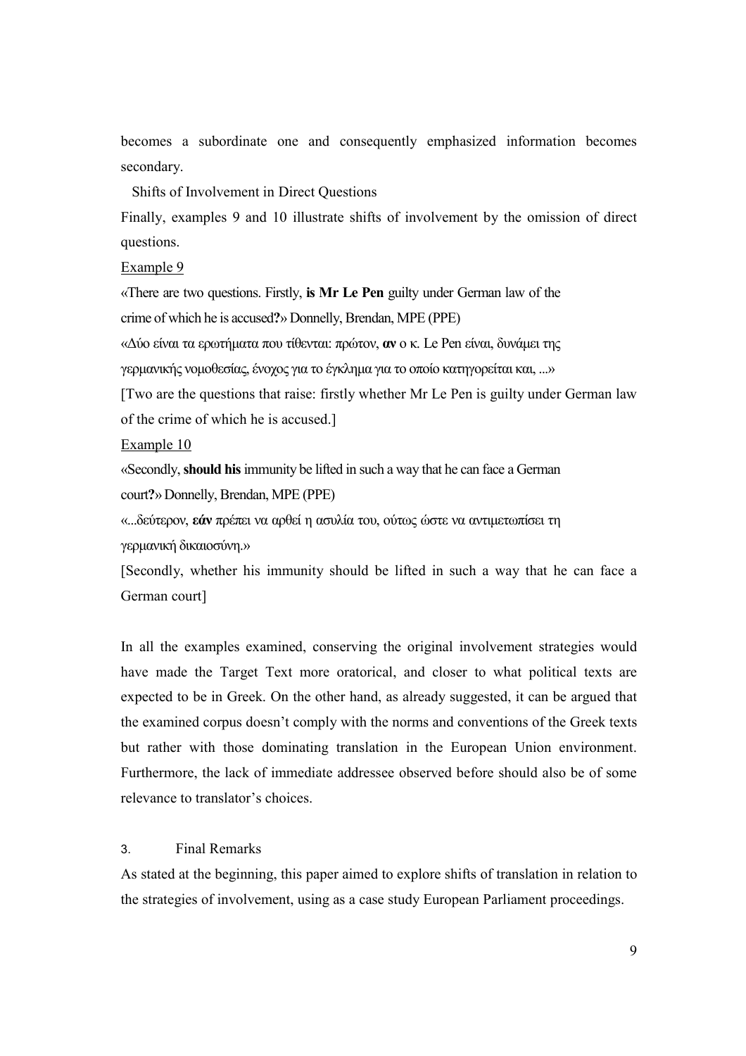becomes a subordinate one and consequently emphasized information becomes secondary.

Shifts of Involvement in Direct Questions

Finally, examples 9 and 10 illustrate shifts of involvement by the omission of direct questions.

Example 9

«There are two questions. Firstly, **is Mr Le Pen** guilty under German law of the crime of which he is accused**?**» Donnelly, Brendan, MPE (PPE)

«Δύο είναι τα ερωτήματα που τίθενται: πρώτον, **αν** ο κ. Le Pen είναι, δυνάμει της γερμανικής νομοθεσίας, ένοχος για το έγκλημα για το οποίο κατηγορείται και, ...»

[Two are the questions that raise: firstly whether Mr Le Pen is guilty under German law of the crime of which he is accused.]

Example 10

«Secondly, **should his** immunity be lifted in such a way that he can face a German court**?**» Donnelly, Brendan, MPE (PPE)

«...δεύτερον, **εάν** πρέπει να αρθεί η ασυλία του, ούτως ώστε να αντιμετωπίσει τη γερμανική δικαιοσύνη.»

[Secondly, whether his immunity should be lifted in such a way that he can face a German court]

In all the examples examined, conserving the original involvement strategies would have made the Target Text more oratorical, and closer to what political texts are expected to be in Greek. On the other hand, as already suggested, it can be argued that the examined corpus doesn't comply with the norms and conventions of the Greek texts but rather with those dominating translation in the European Union environment. Furthermore, the lack of immediate addressee observed before should also be of some relevance to translator's choices.

## 3. Final Remarks

As stated at the beginning, this paper aimed to explore shifts of translation in relation to the strategies of involvement, using as a case study European Parliament proceedings.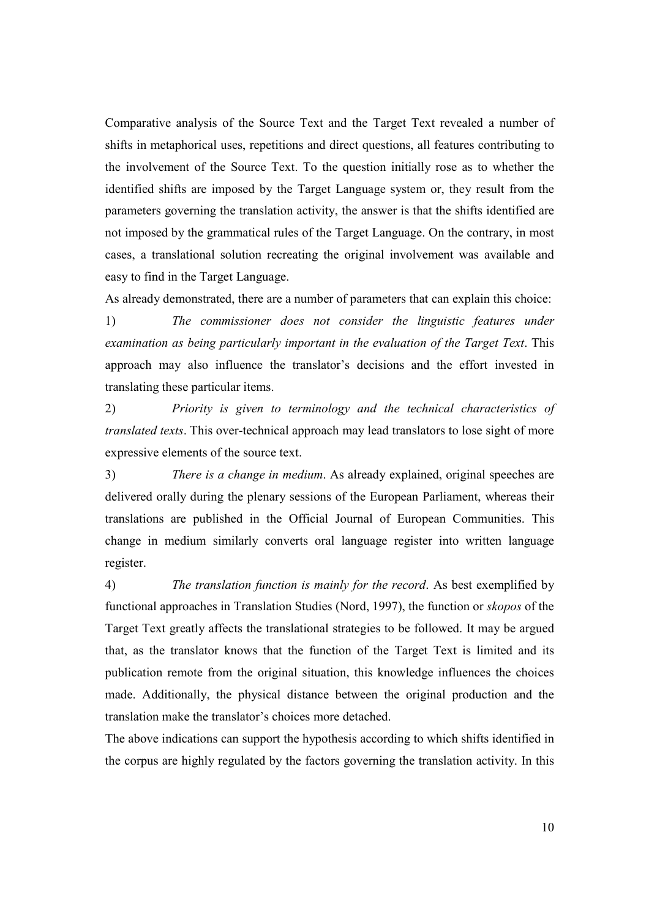Comparative analysis of the Source Text and the Target Text revealed a number of shifts in metaphorical uses, repetitions and direct questions, all features contributing to the involvement of the Source Text. To the question initially rose as to whether the identified shifts are imposed by the Target Language system or, they result from the parameters governing the translation activity, the answer is that the shifts identified are not imposed by the grammatical rules of the Target Language. On the contrary, in most cases, a translational solution recreating the original involvement was available and easy to find in the Target Language.

As already demonstrated, there are a number of parameters that can explain this choice:

1) *The commissioner does not consider the linguistic features under examination as being particularly important in the evaluation of the Target Text*. This approach may also influence the translator's decisions and the effort invested in translating these particular items.

2) *Priority is given to terminology and the technical characteristics of translated texts*. This over-technical approach may lead translators to lose sight of more expressive elements of the source text.

3) *There is a change in medium*. As already explained, original speeches are delivered orally during the plenary sessions of the European Parliament, whereas their translations are published in the Official Journal of European Communities. This change in medium similarly converts oral language register into written language register.

4) *The translation function is mainly for the record*. As best exemplified by functional approaches in Translation Studies (Nord, 1997), the function or *skopos* of the Target Text greatly affects the translational strategies to be followed. It may be argued that, as the translator knows that the function of the Target Text is limited and its publication remote from the original situation, this knowledge influences the choices made. Additionally, the physical distance between the original production and the translation make the translator's choices more detached.

The above indications can support the hypothesis according to which shifts identified in the corpus are highly regulated by the factors governing the translation activity. In this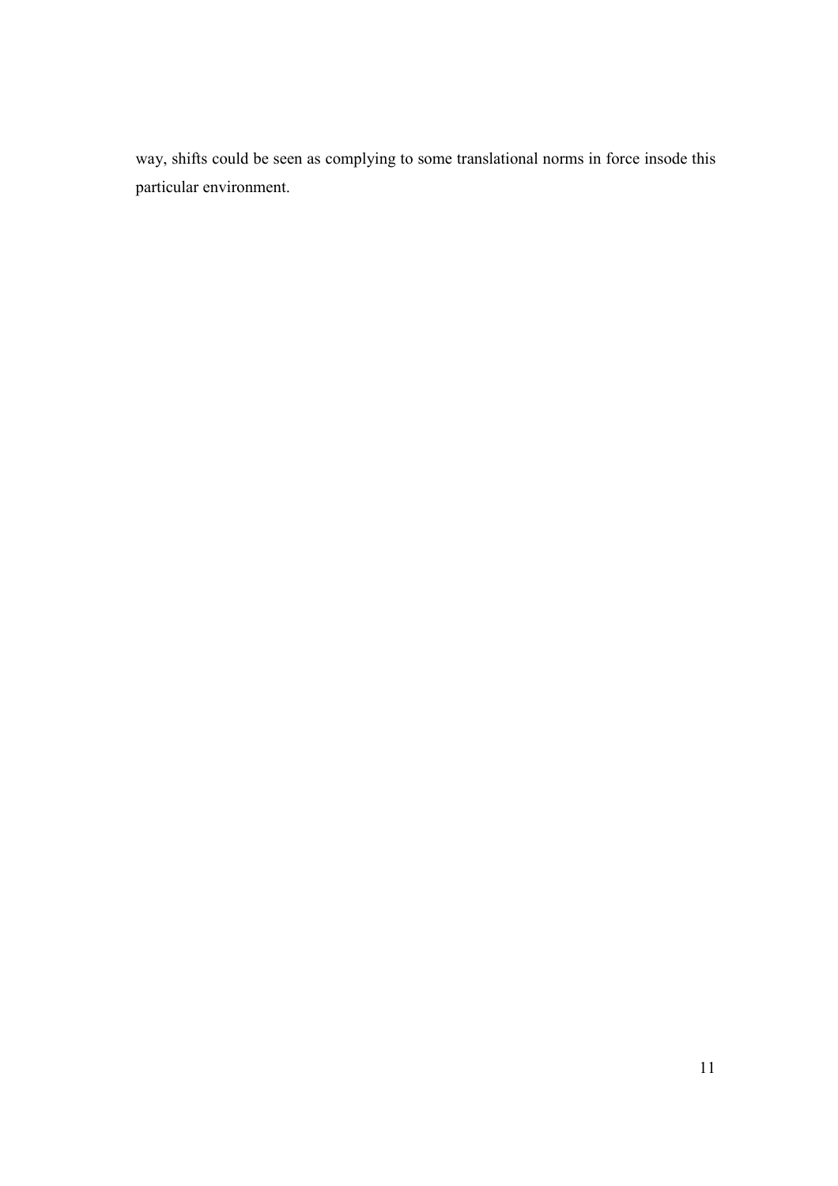way, shifts could be seen as complying to some translational norms in force insode this particular environment.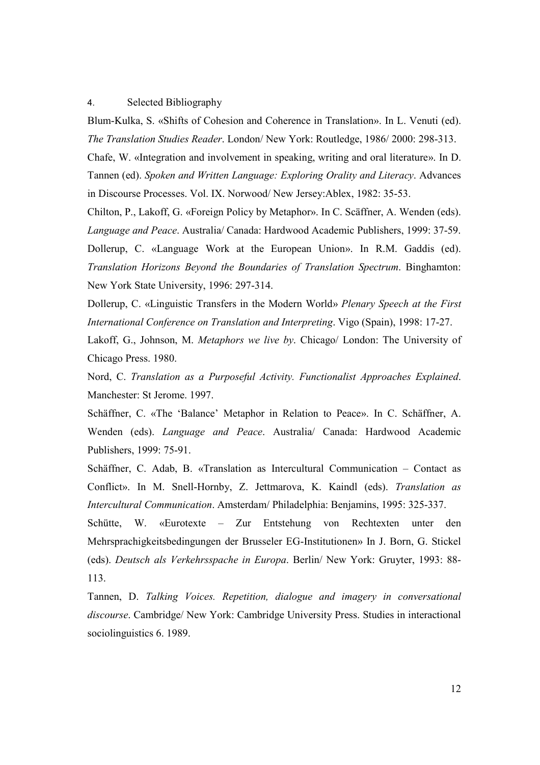## 4. Selected Bibliography

Blum-Kulka, S. «Shifts of Cohesion and Coherence in Translation». In L. Venuti (ed). *The Translation Studies Reader*. London/ New York: Routledge, 1986/ 2000: 298-313.

Chafe, W. «Integration and involvement in speaking, writing and oral literature». In D. Tannen (ed). *Spoken and Written Language: Exploring Orality and Literacy*. Advances in Discourse Processes. Vol. IX. Norwood/ New Jersey:Ablex, 1982: 35-53.

Chilton, P., Lakoff, G. «Foreign Policy by Metaphor». In C. Scäffner, A. Wenden (eds). *Language and Peace*. Australia/ Canada: Hardwood Academic Publishers, 1999: 37-59.

Dollerup, C. «Language Work at the European Union». In R.M. Gaddis (ed). *Translation Horizons Beyond the Boundaries of Translation Spectrum*. Binghamton: New York State University, 1996: 297-314.

Dollerup, C. «Linguistic Transfers in the Modern World» *Plenary Speech at the First International Conference on Translation and Interpreting*. Vigo (Spain), 1998: 17-27.

Lakoff, G., Johnson, M. *Metaphors we live by*. Chicago/ London: The University of Chicago Press. 1980.

Nord, C. *Translation as a Purposeful Activity. Functionalist Approaches Explained*. Manchester: St Jerome. 1997.

Schäffner, C. «The 'Balance' Metaphor in Relation to Peace». In C. Schäffner, A. Wenden (eds). *Language and Peace*. Australia/ Canada: Hardwood Academic Publishers, 1999: 75-91.

Schäffner, C. Adab, B. «Translation as Intercultural Communication – Contact as Conflict». In M. Snell-Hornby, Z. Jettmarova, K. Kaindl (eds). *Translation as Intercultural Communication*. Amsterdam/ Philadelphia: Benjamins, 1995: 325-337.

Schütte, W. «Eurotexte – Zur Entstehung von Rechtexten unter den Mehrsprachigkeitsbedingungen der Brusseler EG-Institutionen» In J. Born, G. Stickel (eds). *Deutsch als Verkehrsspache in Europa*. Berlin/ New York: Gruyter, 1993: 88-113.

Tannen, D. *Talking Voices. Repetition, dialogue and imagery in conversational discourse*. Cambridge/ New York: Cambridge University Press. Studies in interactional sociolinguistics 6. 1989.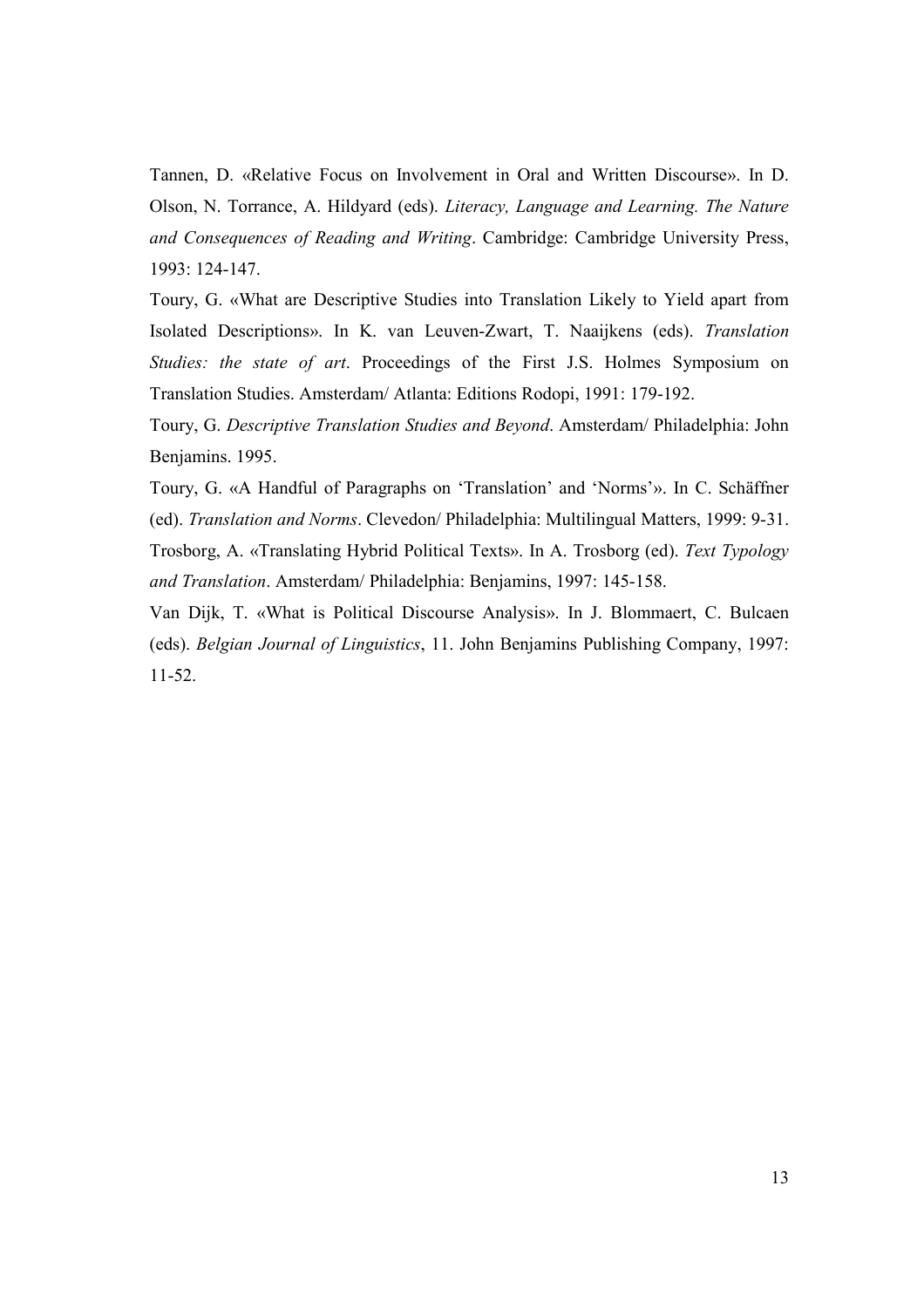Tannen, D. «Relative Focus on Involvement in Oral and Written Discourse». In D. Olson, N. Torrance, A. Hildyard (eds). *Literacy, Language and Learning. The Nature and Consequences of Reading and Writing*. Cambridge: Cambridge University Press, 1993: 124-147.

Toury, G. «What are Descriptive Studies into Translation Likely to Yield apart from Isolated Descriptions». In K. van Leuven-Zwart, T. Naaijkens (eds). *Translation Studies: the state of art*. Proceedings of the First J.S. Holmes Symposium on Translation Studies. Amsterdam/ Atlanta: Editions Rodopi, 1991: 179-192.

Toury, G. *Descriptive Translation Studies and Beyond*. Amsterdam/ Philadelphia: John Benjamins. 1995.

Toury, G. «A Handful of Paragraphs on 'Translation' and 'Norms'». In C. Schäffner (ed). *Translation and Norms*. Clevedon/ Philadelphia: Multilingual Matters, 1999: 9-31.

Trosborg, A. «Translating Hybrid Political Texts». In A. Trosborg (ed). *Text Typology and Translation*. Amsterdam/ Philadelphia: Benjamins, 1997: 145-158.

Van Dijk, T. «What is Political Discourse Analysis». In J. Blommaert, C. Bulcaen (eds). *Belgian Journal of Linguistics*, 11. John Benjamins Publishing Company, 1997: 11-52.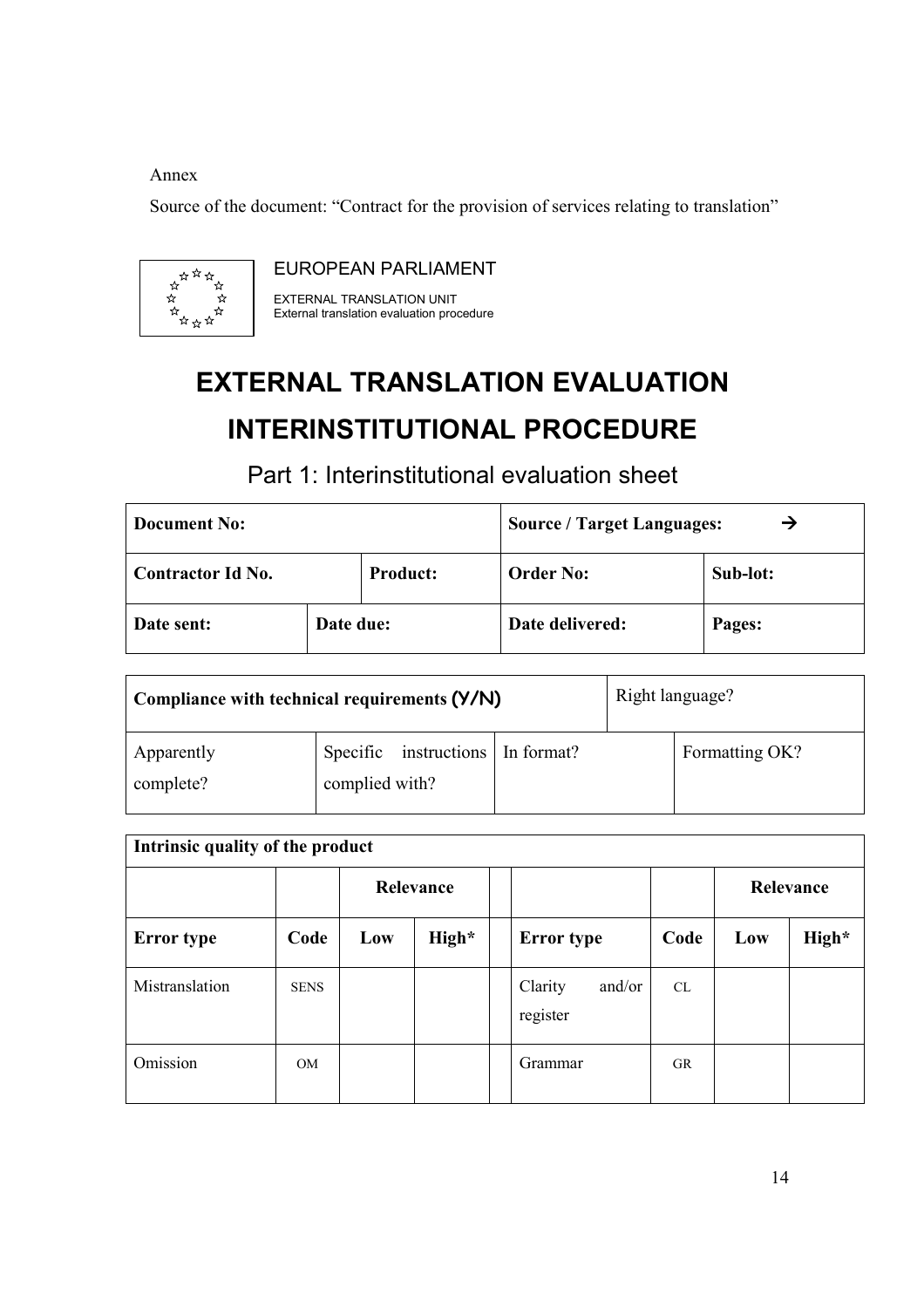Annex

Source of the document: "Contract for the provision of services relating to translation"

EUROPEAN PARLIAMENT

EXTERNAL TRANSLATION UNIT
External translation evaluation procedure

# EXTERNAL TRANSLATION EVALUATION INTERINSTITUTIONAL PROCEDURE

## Part 1: Interinstitutional evaluation sheet

| **Document No:** | | | **Source / Target Languages:** → | |
|---|---|---|---|---|
| **Contractor Id No.** | | **Product:** | **Order No:** | **Sub-lot:** |
| **Date sent:** | **Date due:** | | **Date delivered:** | **Pages:** |

| **Compliance with technical requirements (Y/N)** | | | Right language? |
|---|---|---|---|
| Apparently complete? | Specific instructions complied with? | In format? | Formatting OK? |

| **Intrinsic quality of the product** | | | | | | | | |
|---|---|---|---|---|---|---|---|---|
| | | **Relevance** | | | | | **Relevance** | |
| **Error type** | **Code** | **Low** | **High*** | | **Error type** | **Code** | **Low** | **High*** |
| Mistranslation | SENS | | | | Clarity and/or register | CL | | |
| Omission | OM | | | | Grammar | GR | | |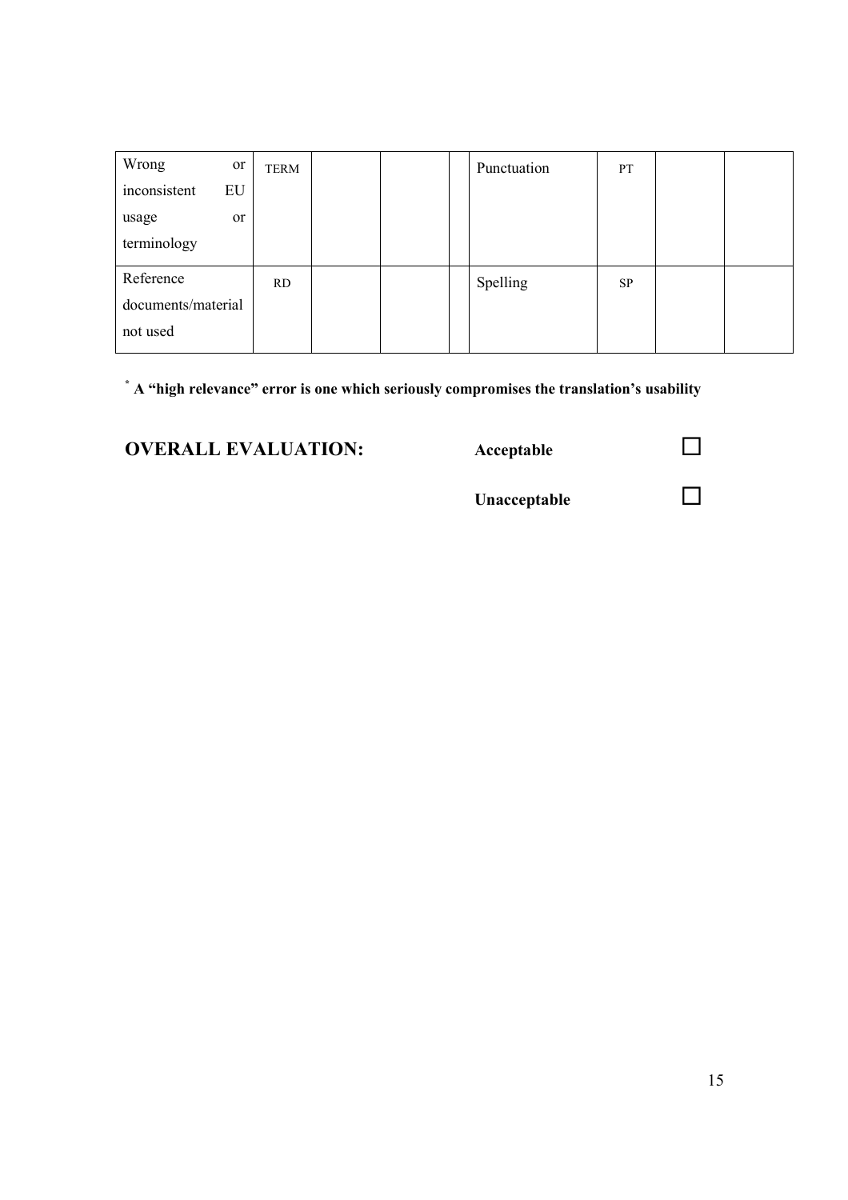| | | | | | | | | |
|---|---|---|---|---|---|---|---|---|
| Wrong or inconsistent EU usage or terminology | TERM | | | | Punctuation | PT | | |
| Reference documents/material not used | RD | | | | Spelling | SP | | |

[*] **A "high relevance" error is one which seriously compromises the translation's usability**

**OVERALL EVALUATION:** **Acceptable** ☐

**Unacceptable** ☐